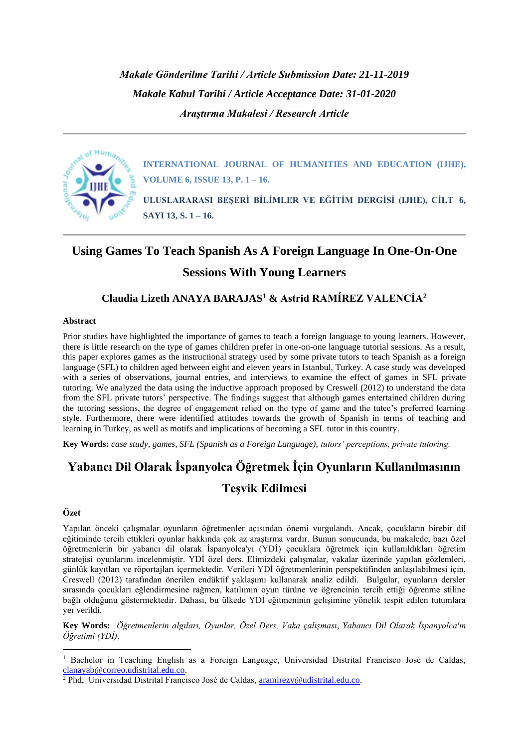*Makale Gönderilme Tarihi / Article Submission Date: 21-11-2019*

*Makale Kabul Tarihi / Article Acceptance Date: 31-01-2020*

*Araştırma Makalesi / Research Article*

**INTERNATIONAL JOURNAL OF HUMANITIES AND EDUCATION (IJHE), VOLUME 6, ISSUE 13, P. 1 – 16.**

**ULUSLARARASI BEŞERİ BİLİMLER VE EĞİTİM DERGİSİ (IJHE), CİLT 6, SAYI 13, S. 1 – 16.**

# Using Games To Teach Spanish As A Foreign Language In One-On-One Sessions With Young Learners

**Claudia Lizeth ANAYA BARAJAS[1] & Astrid RAMÍREZ VALENCİA[2]**

### Abstract

Prior studies have highlighted the importance of games to teach a foreign language to young learners. However, there is little research on the type of games children prefer in one-on-one language tutorial sessions. As a result, this paper explores games as the instructional strategy used by some private tutors to teach Spanish as a foreign language (SFL) to children aged between eight and eleven years in Istanbul, Turkey. A case study was developed with a series of observations, journal entries, and interviews to examine the effect of games in SFL private tutoring. We analyzed the data using the inductive approach proposed by Creswell (2012) to understand the data from the SFL private tutors' perspective. The findings suggest that although games entertained children during the tutoring sessions, the degree of engagement relied on the type of game and the tutee's preferred learning style. Furthermore, there were identified attitudes towards the growth of Spanish in terms of teaching and learning in Turkey, as well as motifs and implications of becoming a SFL tutor in this country.

**Key Words:** *case study, games, SFL (Spanish as a Foreign Language), tutors' perceptions, private tutoring.*

# Yabancı Dil Olarak İspanyolca Öğretmek İçin Oyunların Kullanılmasının Teşvik Edilmesi

### Özet

Yapılan önceki çalışmalar oyunların öğretmenler açısından önemi vurgulandı. Ancak, çocukların birebir dil eğitiminde tercih ettikleri oyunlar hakkında çok az araştırma vardır. Bunun sonucunda, bu makalede, bazı özel öğretmenlerin bir yabancı dil olarak İspanyolca'yı (YDİ) çocuklara öğretmek için kullanıldıkları öğretim stratejisi oyunlarını incelenmiştir. YDİ özel ders. Elimizdeki çalışmalar, vakalar üzerinde yapılan gözlemleri, günlük kayıtları ve röportajları içermektedir. Verileri YDİ öğretmenlerinin perspektifinden anlaşılabilmesi için, Creswell (2012) tarafından önerilen endüktif yaklaşımı kullanarak analiz edildi. Bulgular, oyunların dersler sırasında çocukları eğlendirmesine rağmen, katılımın oyun türüne ve öğrencinin tercih ettiği öğrenme stiline bağlı olduğunu göstermektedir. Dahası, bu ülkede YDİ eğitmeninin gelişimine yönelik tespit edilen tutumlara yer verildi.

**Key Words:** *Öğretmenlerin algıları, Oyunlar, Özel Ders, Vaka çalışması, Yabancı Dil Olarak İspanyolca'ın Öğretimi (YDİ).*

---

[1] Bachelor in Teaching English as a Foreign Language, Universidad Distrital Francisco José de Caldas, clanayab@correo.udistrital.edu.co.

[2] Phd, Universidad Distrital Francisco José de Caldas, aramirezv@udistrital.edu.co.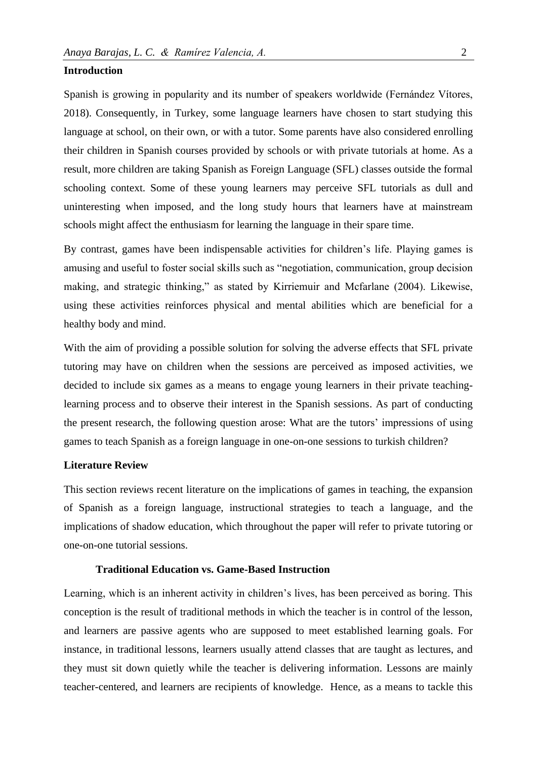## Introduction

Spanish is growing in popularity and its number of speakers worldwide (Fernández Vítores, 2018). Consequently, in Turkey, some language learners have chosen to start studying this language at school, on their own, or with a tutor. Some parents have also considered enrolling their children in Spanish courses provided by schools or with private tutorials at home. As a result, more children are taking Spanish as Foreign Language (SFL) classes outside the formal schooling context. Some of these young learners may perceive SFL tutorials as dull and uninteresting when imposed, and the long study hours that learners have at mainstream schools might affect the enthusiasm for learning the language in their spare time.

By contrast, games have been indispensable activities for children's life. Playing games is amusing and useful to foster social skills such as "negotiation, communication, group decision making, and strategic thinking," as stated by Kirriemuir and Mcfarlane (2004). Likewise, using these activities reinforces physical and mental abilities which are beneficial for a healthy body and mind.

With the aim of providing a possible solution for solving the adverse effects that SFL private tutoring may have on children when the sessions are perceived as imposed activities, we decided to include six games as a means to engage young learners in their private teaching-learning process and to observe their interest in the Spanish sessions. As part of conducting the present research, the following question arose: What are the tutors' impressions of using games to teach Spanish as a foreign language in one-on-one sessions to turkish children?

## Literature Review

This section reviews recent literature on the implications of games in teaching, the expansion of Spanish as a foreign language, instructional strategies to teach a language, and the implications of shadow education, which throughout the paper will refer to private tutoring or one-on-one tutorial sessions.

### Traditional Education vs. Game-Based Instruction

Learning, which is an inherent activity in children's lives, has been perceived as boring. This conception is the result of traditional methods in which the teacher is in control of the lesson, and learners are passive agents who are supposed to meet established learning goals. For instance, in traditional lessons, learners usually attend classes that are taught as lectures, and they must sit down quietly while the teacher is delivering information. Lessons are mainly teacher-centered, and learners are recipients of knowledge. Hence, as a means to tackle this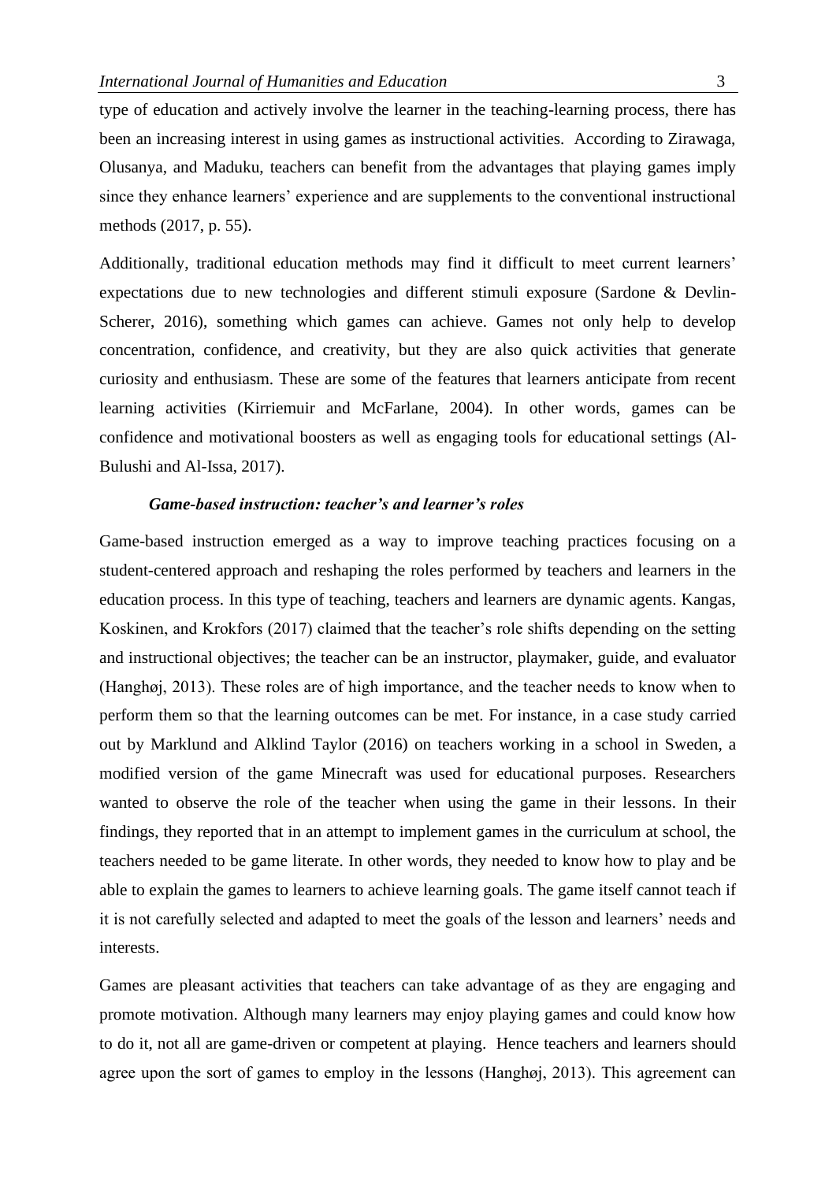type of education and actively involve the learner in the teaching-learning process, there has been an increasing interest in using games as instructional activities. According to Zirawaga, Olusanya, and Maduku, teachers can benefit from the advantages that playing games imply since they enhance learners' experience and are supplements to the conventional instructional methods (2017, p. 55).

Additionally, traditional education methods may find it difficult to meet current learners' expectations due to new technologies and different stimuli exposure (Sardone & Devlin-Scherer, 2016), something which games can achieve. Games not only help to develop concentration, confidence, and creativity, but they are also quick activities that generate curiosity and enthusiasm. These are some of the features that learners anticipate from recent learning activities (Kirriemuir and McFarlane, 2004). In other words, games can be confidence and motivational boosters as well as engaging tools for educational settings (Al-Bulushi and Al-Issa, 2017).

### *Game-based instruction: teacher's and learner's roles*

Game-based instruction emerged as a way to improve teaching practices focusing on a student-centered approach and reshaping the roles performed by teachers and learners in the education process. In this type of teaching, teachers and learners are dynamic agents. Kangas, Koskinen, and Krokfors (2017) claimed that the teacher's role shifts depending on the setting and instructional objectives; the teacher can be an instructor, playmaker, guide, and evaluator (Hanghøj, 2013). These roles are of high importance, and the teacher needs to know when to perform them so that the learning outcomes can be met. For instance, in a case study carried out by Marklund and Alklind Taylor (2016) on teachers working in a school in Sweden, a modified version of the game Minecraft was used for educational purposes. Researchers wanted to observe the role of the teacher when using the game in their lessons. In their findings, they reported that in an attempt to implement games in the curriculum at school, the teachers needed to be game literate. In other words, they needed to know how to play and be able to explain the games to learners to achieve learning goals. The game itself cannot teach if it is not carefully selected and adapted to meet the goals of the lesson and learners' needs and interests.

Games are pleasant activities that teachers can take advantage of as they are engaging and promote motivation. Although many learners may enjoy playing games and could know how to do it, not all are game-driven or competent at playing. Hence teachers and learners should agree upon the sort of games to employ in the lessons (Hanghøj, 2013). This agreement can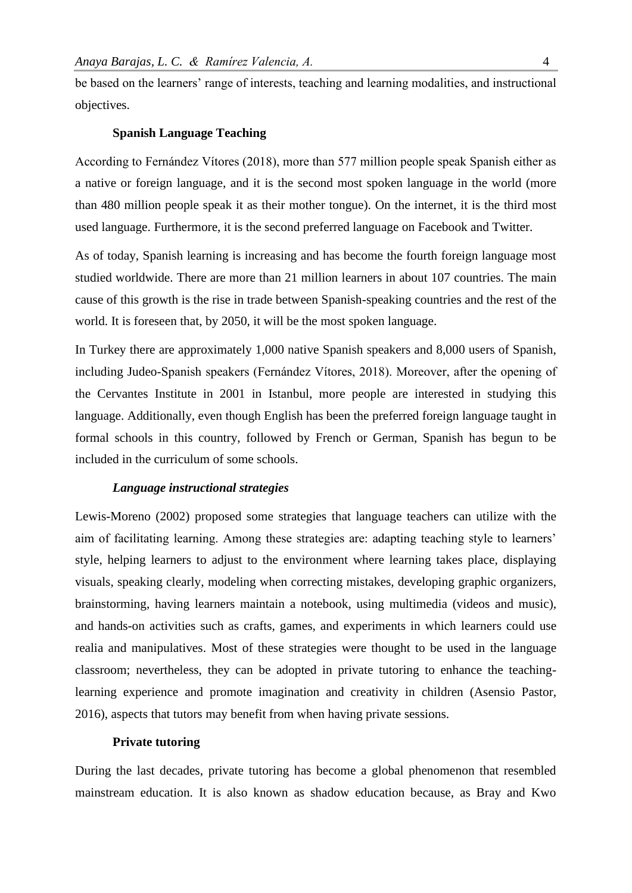be based on the learners' range of interests, teaching and learning modalities, and instructional objectives.

## Spanish Language Teaching

According to Fernández Vítores (2018), more than 577 million people speak Spanish either as a native or foreign language, and it is the second most spoken language in the world (more than 480 million people speak it as their mother tongue). On the internet, it is the third most used language. Furthermore, it is the second preferred language on Facebook and Twitter.

As of today, Spanish learning is increasing and has become the fourth foreign language most studied worldwide. There are more than 21 million learners in about 107 countries. The main cause of this growth is the rise in trade between Spanish-speaking countries and the rest of the world. It is foreseen that, by 2050, it will be the most spoken language.

In Turkey there are approximately 1,000 native Spanish speakers and 8,000 users of Spanish, including Judeo-Spanish speakers (Fernández Vítores, 2018). Moreover, after the opening of the Cervantes Institute in 2001 in Istanbul, more people are interested in studying this language. Additionally, even though English has been the preferred foreign language taught in formal schools in this country, followed by French or German, Spanish has begun to be included in the curriculum of some schools.

### *Language instructional strategies*

Lewis-Moreno (2002) proposed some strategies that language teachers can utilize with the aim of facilitating learning. Among these strategies are: adapting teaching style to learners' style, helping learners to adjust to the environment where learning takes place, displaying visuals, speaking clearly, modeling when correcting mistakes, developing graphic organizers, brainstorming, having learners maintain a notebook, using multimedia (videos and music), and hands-on activities such as crafts, games, and experiments in which learners could use realia and manipulatives. Most of these strategies were thought to be used in the language classroom; nevertheless, they can be adopted in private tutoring to enhance the teaching-learning experience and promote imagination and creativity in children (Asensio Pastor, 2016), aspects that tutors may benefit from when having private sessions.

## Private tutoring

During the last decades, private tutoring has become a global phenomenon that resembled mainstream education. It is also known as shadow education because, as Bray and Kwo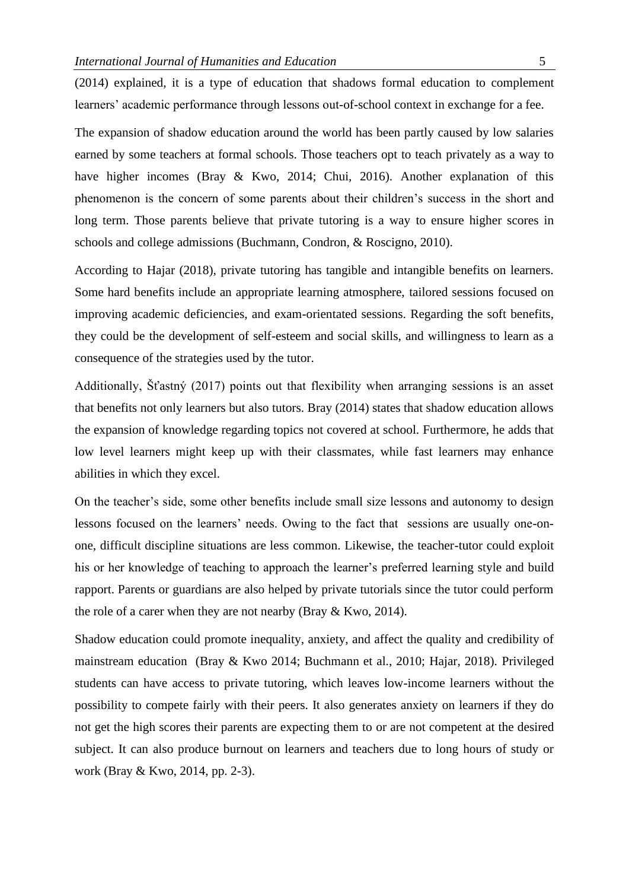(2014) explained, it is a type of education that shadows formal education to complement learners' academic performance through lessons out-of-school context in exchange for a fee.

The expansion of shadow education around the world has been partly caused by low salaries earned by some teachers at formal schools. Those teachers opt to teach privately as a way to have higher incomes (Bray & Kwo, 2014; Chui, 2016). Another explanation of this phenomenon is the concern of some parents about their children's success in the short and long term. Those parents believe that private tutoring is a way to ensure higher scores in schools and college admissions (Buchmann, Condron, & Roscigno, 2010).

According to Hajar (2018), private tutoring has tangible and intangible benefits on learners. Some hard benefits include an appropriate learning atmosphere, tailored sessions focused on improving academic deficiencies, and exam-orientated sessions. Regarding the soft benefits, they could be the development of self-esteem and social skills, and willingness to learn as a consequence of the strategies used by the tutor.

Additionally, Šťastný (2017) points out that flexibility when arranging sessions is an asset that benefits not only learners but also tutors. Bray (2014) states that shadow education allows the expansion of knowledge regarding topics not covered at school. Furthermore, he adds that low level learners might keep up with their classmates, while fast learners may enhance abilities in which they excel.

On the teacher's side, some other benefits include small size lessons and autonomy to design lessons focused on the learners' needs. Owing to the fact that sessions are usually one-on-one, difficult discipline situations are less common. Likewise, the teacher-tutor could exploit his or her knowledge of teaching to approach the learner's preferred learning style and build rapport. Parents or guardians are also helped by private tutorials since the tutor could perform the role of a carer when they are not nearby (Bray & Kwo, 2014).

Shadow education could promote inequality, anxiety, and affect the quality and credibility of mainstream education (Bray & Kwo 2014; Buchmann et al., 2010; Hajar, 2018). Privileged students can have access to private tutoring, which leaves low-income learners without the possibility to compete fairly with their peers. It also generates anxiety on learners if they do not get the high scores their parents are expecting them to or are not competent at the desired subject. It can also produce burnout on learners and teachers due to long hours of study or work (Bray & Kwo, 2014, pp. 2-3).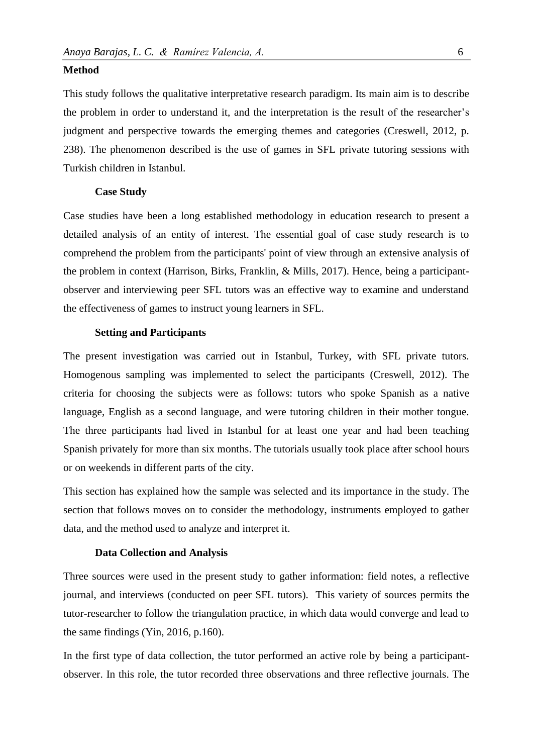## Method

This study follows the qualitative interpretative research paradigm. Its main aim is to describe the problem in order to understand it, and the interpretation is the result of the researcher's judgment and perspective towards the emerging themes and categories (Creswell, 2012, p. 238). The phenomenon described is the use of games in SFL private tutoring sessions with Turkish children in Istanbul.

### Case Study

Case studies have been a long established methodology in education research to present a detailed analysis of an entity of interest. The essential goal of case study research is to comprehend the problem from the participants' point of view through an extensive analysis of the problem in context (Harrison, Birks, Franklin, & Mills, 2017). Hence, being a participant-observer and interviewing peer SFL tutors was an effective way to examine and understand the effectiveness of games to instruct young learners in SFL.

### Setting and Participants

The present investigation was carried out in Istanbul, Turkey, with SFL private tutors. Homogenous sampling was implemented to select the participants (Creswell, 2012). The criteria for choosing the subjects were as follows: tutors who spoke Spanish as a native language, English as a second language, and were tutoring children in their mother tongue. The three participants had lived in Istanbul for at least one year and had been teaching Spanish privately for more than six months. The tutorials usually took place after school hours or on weekends in different parts of the city.

This section has explained how the sample was selected and its importance in the study. The section that follows moves on to consider the methodology, instruments employed to gather data, and the method used to analyze and interpret it.

### Data Collection and Analysis

Three sources were used in the present study to gather information: field notes, a reflective journal, and interviews (conducted on peer SFL tutors). This variety of sources permits the tutor-researcher to follow the triangulation practice, in which data would converge and lead to the same findings (Yin, 2016, p.160).

In the first type of data collection, the tutor performed an active role by being a participant-observer. In this role, the tutor recorded three observations and three reflective journals. The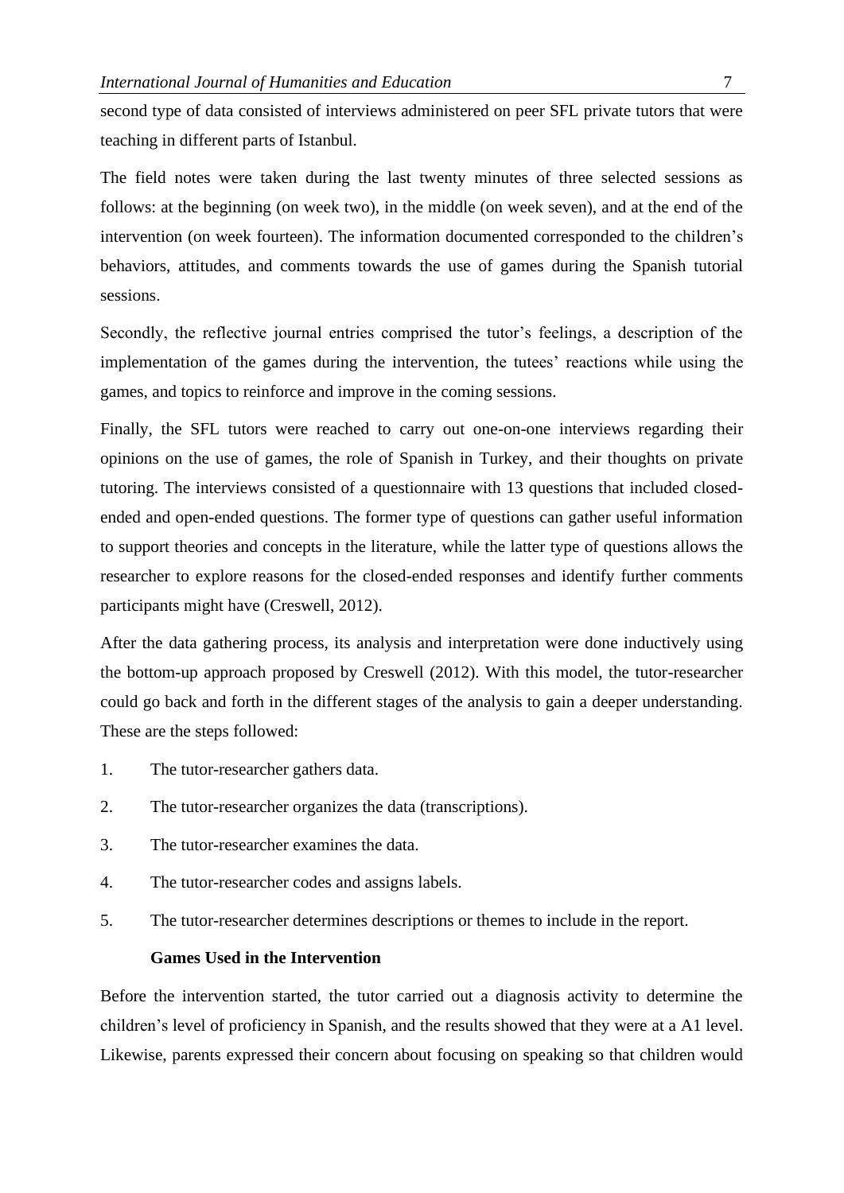second type of data consisted of interviews administered on peer SFL private tutors that were teaching in different parts of Istanbul.

The field notes were taken during the last twenty minutes of three selected sessions as follows: at the beginning (on week two), in the middle (on week seven), and at the end of the intervention (on week fourteen). The information documented corresponded to the children's behaviors, attitudes, and comments towards the use of games during the Spanish tutorial sessions.

Secondly, the reflective journal entries comprised the tutor's feelings, a description of the implementation of the games during the intervention, the tutees' reactions while using the games, and topics to reinforce and improve in the coming sessions.

Finally, the SFL tutors were reached to carry out one-on-one interviews regarding their opinions on the use of games, the role of Spanish in Turkey, and their thoughts on private tutoring. The interviews consisted of a questionnaire with 13 questions that included closed-ended and open-ended questions. The former type of questions can gather useful information to support theories and concepts in the literature, while the latter type of questions allows the researcher to explore reasons for the closed-ended responses and identify further comments participants might have (Creswell, 2012).

After the data gathering process, its analysis and interpretation were done inductively using the bottom-up approach proposed by Creswell (2012). With this model, the tutor-researcher could go back and forth in the different stages of the analysis to gain a deeper understanding. These are the steps followed:

1. The tutor-researcher gathers data.
2. The tutor-researcher organizes the data (transcriptions).
3. The tutor-researcher examines the data.
4. The tutor-researcher codes and assigns labels.
5. The tutor-researcher determines descriptions or themes to include in the report.

### Games Used in the Intervention

Before the intervention started, the tutor carried out a diagnosis activity to determine the children's level of proficiency in Spanish, and the results showed that they were at a A1 level. Likewise, parents expressed their concern about focusing on speaking so that children would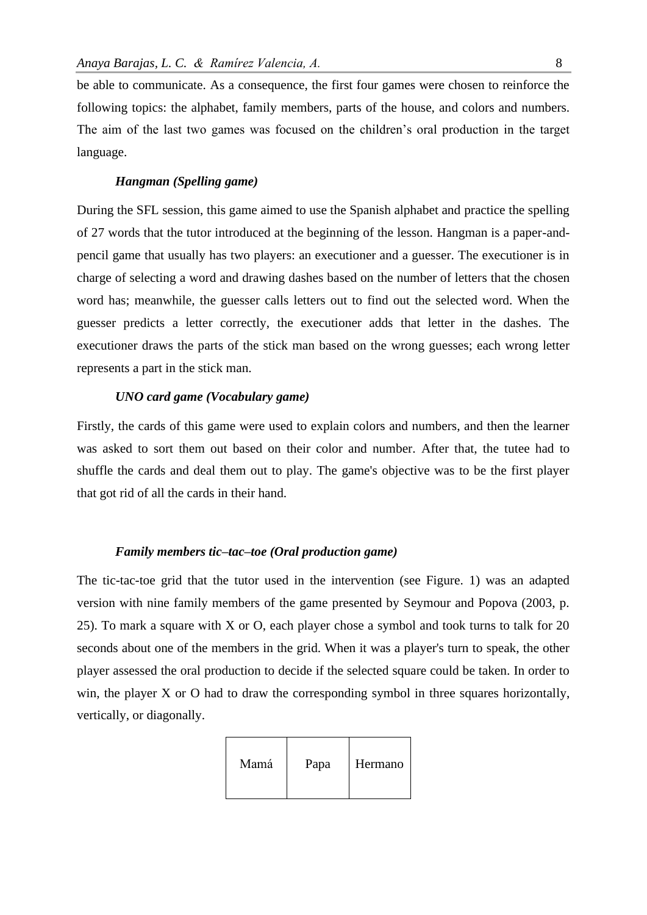be able to communicate. As a consequence, the first four games were chosen to reinforce the following topics: the alphabet, family members, parts of the house, and colors and numbers. The aim of the last two games was focused on the children's oral production in the target language.

### *Hangman (Spelling game)*

During the SFL session, this game aimed to use the Spanish alphabet and practice the spelling of 27 words that the tutor introduced at the beginning of the lesson. Hangman is a paper-and-pencil game that usually has two players: an executioner and a guesser. The executioner is in charge of selecting a word and drawing dashes based on the number of letters that the chosen word has; meanwhile, the guesser calls letters out to find out the selected word. When the guesser predicts a letter correctly, the executioner adds that letter in the dashes. The executioner draws the parts of the stick man based on the wrong guesses; each wrong letter represents a part in the stick man.

### *UNO card game (Vocabulary game)*

Firstly, the cards of this game were used to explain colors and numbers, and then the learner was asked to sort them out based on their color and number. After that, the tutee had to shuffle the cards and deal them out to play. The game's objective was to be the first player that got rid of all the cards in their hand.

### *Family members tic–tac–toe (Oral production game)*

The tic-tac-toe grid that the tutor used in the intervention (see Figure. 1) was an adapted version with nine family members of the game presented by Seymour and Popova (2003, p. 25). To mark a square with X or O, each player chose a symbol and took turns to talk for 20 seconds about one of the members in the grid. When it was a player's turn to speak, the other player assessed the oral production to decide if the selected square could be taken. In order to win, the player X or O had to draw the corresponding symbol in three squares horizontally, vertically, or diagonally.

| Mamá | Papa | Hermano |
|---|---|---|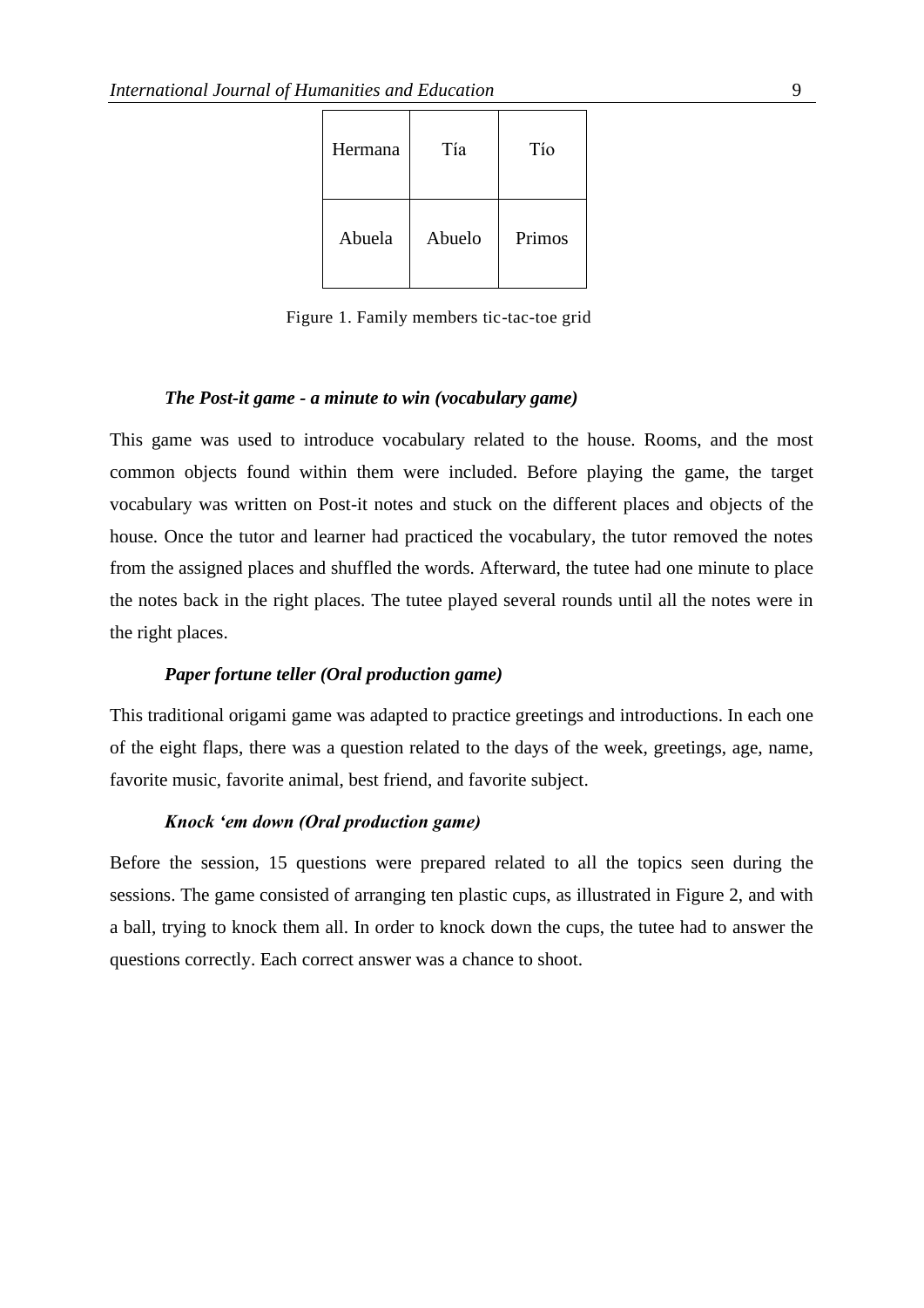| Hermana | Tía | Tío |
|---|---|---|
| Abuela | Abuelo | Primos |

Figure 1. Family members tic-tac-toe grid

***The Post-it game - a minute to win (vocabulary game)***

This game was used to introduce vocabulary related to the house. Rooms, and the most common objects found within them were included. Before playing the game, the target vocabulary was written on Post-it notes and stuck on the different places and objects of the house. Once the tutor and learner had practiced the vocabulary, the tutor removed the notes from the assigned places and shuffled the words. Afterward, the tutee had one minute to place the notes back in the right places. The tutee played several rounds until all the notes were in the right places.

***Paper fortune teller (Oral production game)***

This traditional origami game was adapted to practice greetings and introductions. In each one of the eight flaps, there was a question related to the days of the week, greetings, age, name, favorite music, favorite animal, best friend, and favorite subject.

***Knock 'em down (Oral production game)***

Before the session, 15 questions were prepared related to all the topics seen during the sessions. The game consisted of arranging ten plastic cups, as illustrated in Figure 2, and with a ball, trying to knock them all. In order to knock down the cups, the tutee had to answer the questions correctly. Each correct answer was a chance to shoot.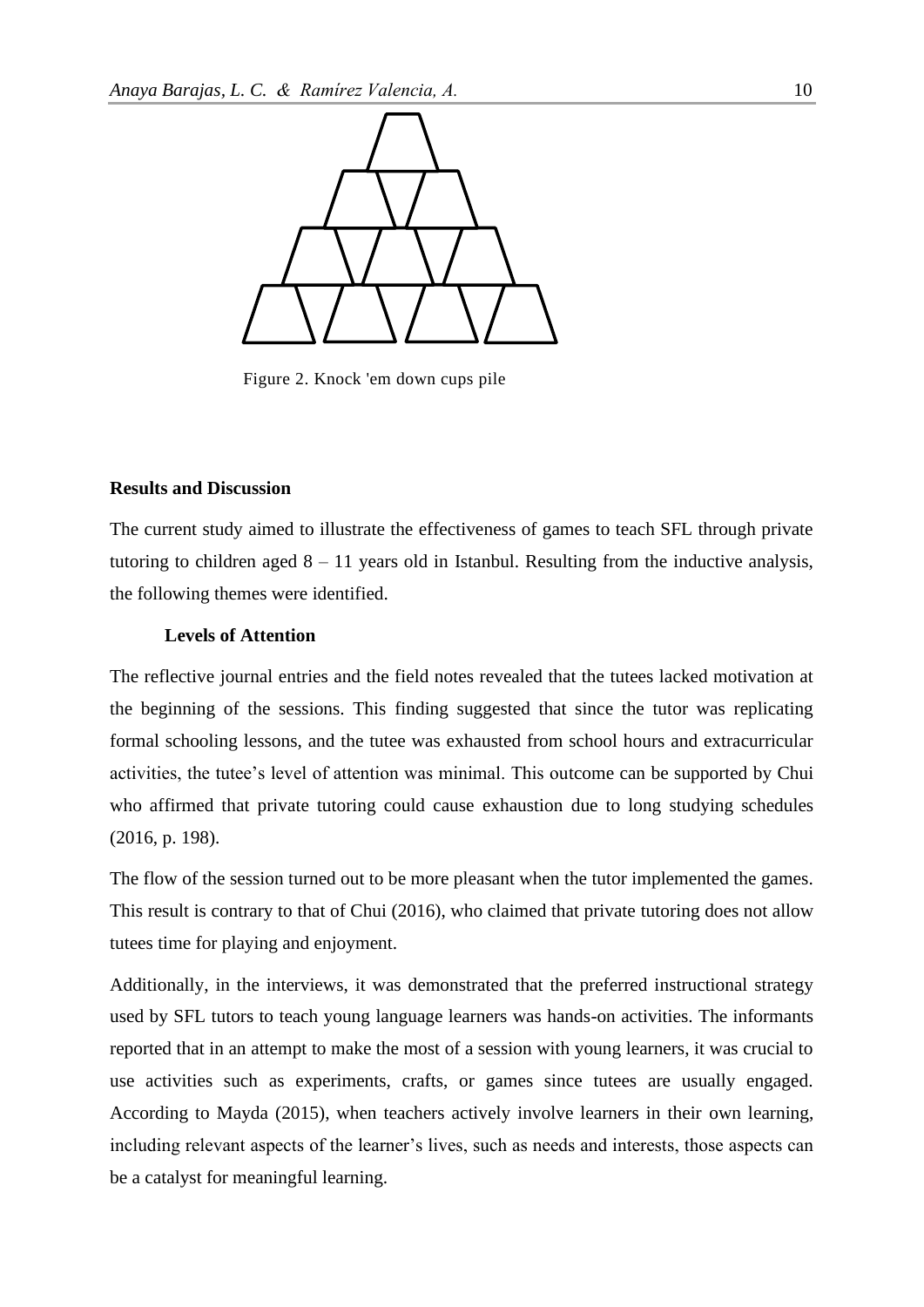Figure 2. Knock 'em down cups pile

## Results and Discussion

The current study aimed to illustrate the effectiveness of games to teach SFL through private tutoring to children aged 8 – 11 years old in Istanbul. Resulting from the inductive analysis, the following themes were identified.

### Levels of Attention

The reflective journal entries and the field notes revealed that the tutees lacked motivation at the beginning of the sessions. This finding suggested that since the tutor was replicating formal schooling lessons, and the tutee was exhausted from school hours and extracurricular activities, the tutee's level of attention was minimal. This outcome can be supported by Chui who affirmed that private tutoring could cause exhaustion due to long studying schedules (2016, p. 198).

The flow of the session turned out to be more pleasant when the tutor implemented the games. This result is contrary to that of Chui (2016), who claimed that private tutoring does not allow tutees time for playing and enjoyment.

Additionally, in the interviews, it was demonstrated that the preferred instructional strategy used by SFL tutors to teach young language learners was hands-on activities. The informants reported that in an attempt to make the most of a session with young learners, it was crucial to use activities such as experiments, crafts, or games since tutees are usually engaged. According to Mayda (2015), when teachers actively involve learners in their own learning, including relevant aspects of the learner's lives, such as needs and interests, those aspects can be a catalyst for meaningful learning.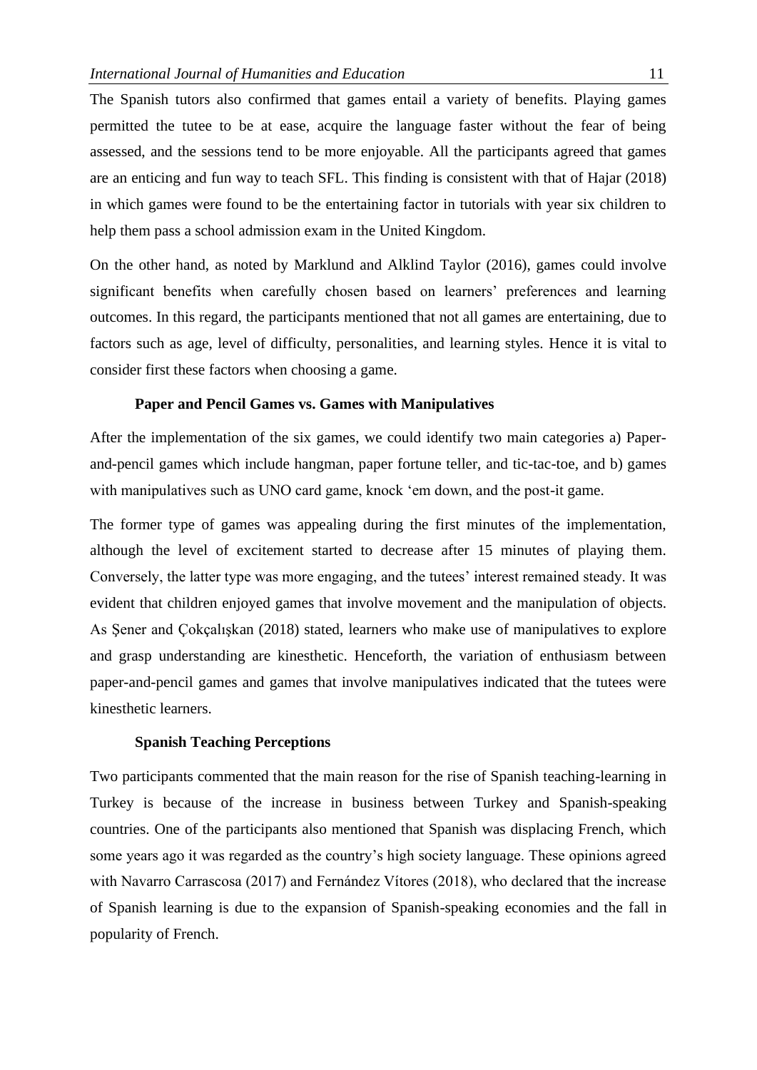The Spanish tutors also confirmed that games entail a variety of benefits. Playing games permitted the tutee to be at ease, acquire the language faster without the fear of being assessed, and the sessions tend to be more enjoyable. All the participants agreed that games are an enticing and fun way to teach SFL. This finding is consistent with that of Hajar (2018) in which games were found to be the entertaining factor in tutorials with year six children to help them pass a school admission exam in the United Kingdom.

On the other hand, as noted by Marklund and Alklind Taylor (2016), games could involve significant benefits when carefully chosen based on learners' preferences and learning outcomes. In this regard, the participants mentioned that not all games are entertaining, due to factors such as age, level of difficulty, personalities, and learning styles. Hence it is vital to consider first these factors when choosing a game.

### Paper and Pencil Games vs. Games with Manipulatives

After the implementation of the six games, we could identify two main categories a) Paper-and-pencil games which include hangman, paper fortune teller, and tic-tac-toe, and b) games with manipulatives such as UNO card game, knock 'em down, and the post-it game.

The former type of games was appealing during the first minutes of the implementation, although the level of excitement started to decrease after 15 minutes of playing them. Conversely, the latter type was more engaging, and the tutees' interest remained steady. It was evident that children enjoyed games that involve movement and the manipulation of objects. As Şener and Çokçalışkan (2018) stated, learners who make use of manipulatives to explore and grasp understanding are kinesthetic. Henceforth, the variation of enthusiasm between paper-and-pencil games and games that involve manipulatives indicated that the tutees were kinesthetic learners.

### Spanish Teaching Perceptions

Two participants commented that the main reason for the rise of Spanish teaching-learning in Turkey is because of the increase in business between Turkey and Spanish-speaking countries. One of the participants also mentioned that Spanish was displacing French, which some years ago it was regarded as the country's high society language. These opinions agreed with Navarro Carrascosa (2017) and Fernández Vítores (2018), who declared that the increase of Spanish learning is due to the expansion of Spanish-speaking economies and the fall in popularity of French.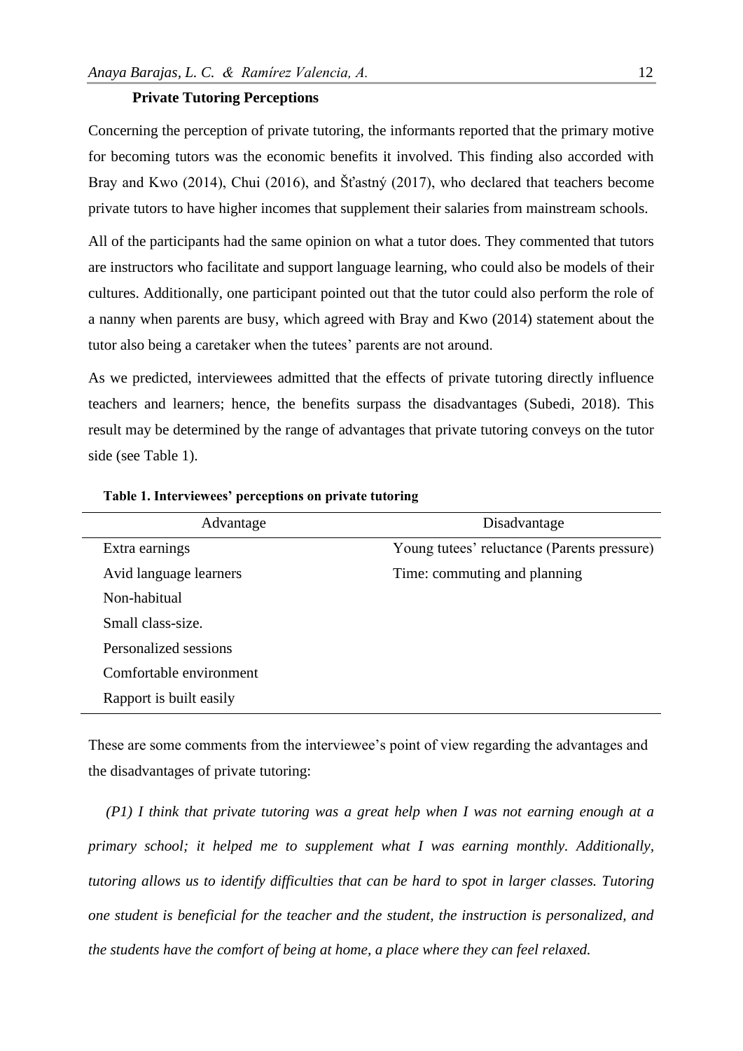### Private Tutoring Perceptions

Concerning the perception of private tutoring, the informants reported that the primary motive for becoming tutors was the economic benefits it involved. This finding also accorded with Bray and Kwo (2014), Chui (2016), and Šťastný (2017), who declared that teachers become private tutors to have higher incomes that supplement their salaries from mainstream schools.

All of the participants had the same opinion on what a tutor does. They commented that tutors are instructors who facilitate and support language learning, who could also be models of their cultures. Additionally, one participant pointed out that the tutor could also perform the role of a nanny when parents are busy, which agreed with Bray and Kwo (2014) statement about the tutor also being a caretaker when the tutees' parents are not around.

As we predicted, interviewees admitted that the effects of private tutoring directly influence teachers and learners; hence, the benefits surpass the disadvantages (Subedi, 2018). This result may be determined by the range of advantages that private tutoring conveys on the tutor side (see Table 1).

**Table 1. Interviewees' perceptions on private tutoring**

| Advantage | Disadvantage |
|---|---|
| Extra earnings | Young tutees' reluctance (Parents pressure) |
| Avid language learners | Time: commuting and planning |
| Non-habitual | |
| Small class-size. | |
| Personalized sessions | |
| Comfortable environment | |
| Rapport is built easily | |

These are some comments from the interviewee's point of view regarding the advantages and the disadvantages of private tutoring:

*(P1) I think that private tutoring was a great help when I was not earning enough at a primary school; it helped me to supplement what I was earning monthly. Additionally, tutoring allows us to identify difficulties that can be hard to spot in larger classes. Tutoring one student is beneficial for the teacher and the student, the instruction is personalized, and the students have the comfort of being at home, a place where they can feel relaxed.*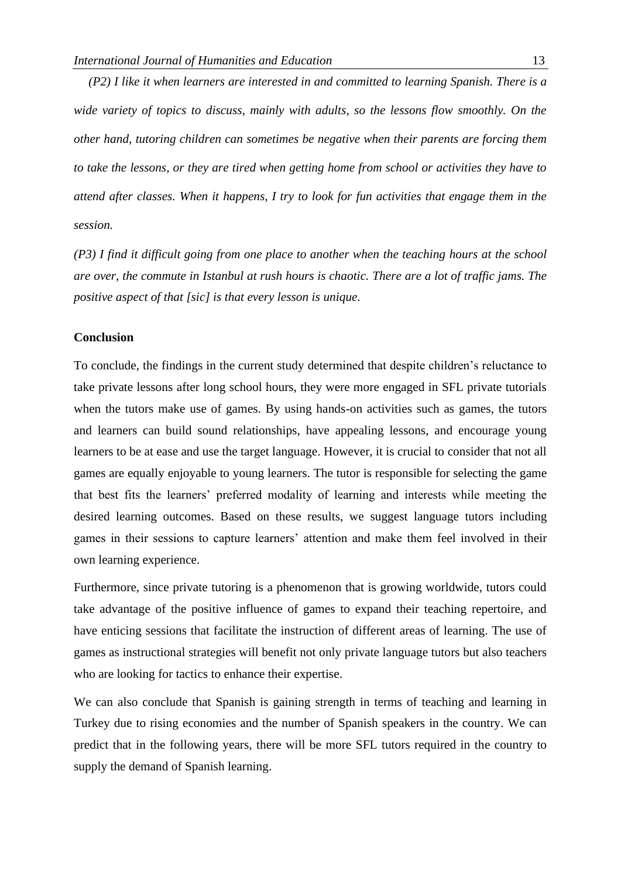*(P2) I like it when learners are interested in and committed to learning Spanish. There is a wide variety of topics to discuss, mainly with adults, so the lessons flow smoothly. On the other hand, tutoring children can sometimes be negative when their parents are forcing them to take the lessons, or they are tired when getting home from school or activities they have to attend after classes. When it happens, I try to look for fun activities that engage them in the session.*

*(P3) I find it difficult going from one place to another when the teaching hours at the school are over, the commute in Istanbul at rush hours is chaotic. There are a lot of traffic jams. The positive aspect of that [sic] is that every lesson is unique.*

## Conclusion

To conclude, the findings in the current study determined that despite children's reluctance to take private lessons after long school hours, they were more engaged in SFL private tutorials when the tutors make use of games. By using hands-on activities such as games, the tutors and learners can build sound relationships, have appealing lessons, and encourage young learners to be at ease and use the target language. However, it is crucial to consider that not all games are equally enjoyable to young learners. The tutor is responsible for selecting the game that best fits the learners' preferred modality of learning and interests while meeting the desired learning outcomes. Based on these results, we suggest language tutors including games in their sessions to capture learners' attention and make them feel involved in their own learning experience.

Furthermore, since private tutoring is a phenomenon that is growing worldwide, tutors could take advantage of the positive influence of games to expand their teaching repertoire, and have enticing sessions that facilitate the instruction of different areas of learning. The use of games as instructional strategies will benefit not only private language tutors but also teachers who are looking for tactics to enhance their expertise.

We can also conclude that Spanish is gaining strength in terms of teaching and learning in Turkey due to rising economies and the number of Spanish speakers in the country. We can predict that in the following years, there will be more SFL tutors required in the country to supply the demand of Spanish learning.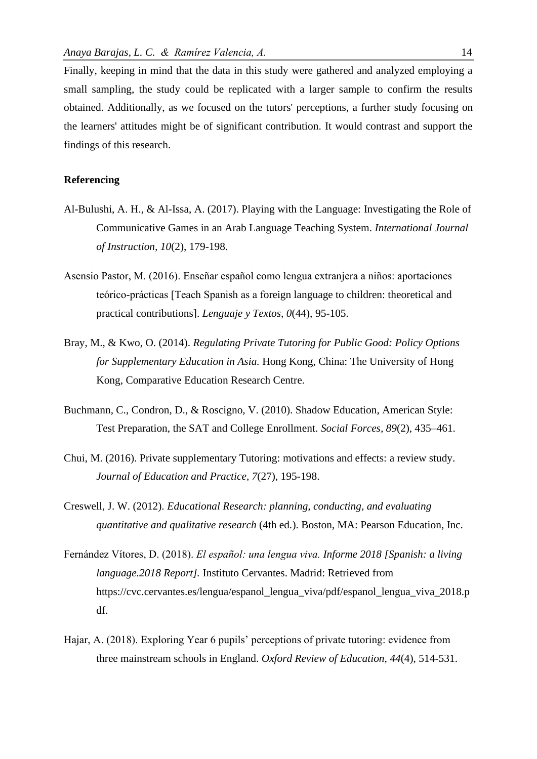Finally, keeping in mind that the data in this study were gathered and analyzed employing a small sampling, the study could be replicated with a larger sample to confirm the results obtained. Additionally, as we focused on the tutors' perceptions, a further study focusing on the learners' attitudes might be of significant contribution. It would contrast and support the findings of this research.

## Referencing

Al-Bulushi, A. H., & Al-Issa, A. (2017). Playing with the Language: Investigating the Role of Communicative Games in an Arab Language Teaching System. *International Journal of Instruction, 10*(2), 179-198.

Asensio Pastor, M. (2016). Enseñar español como lengua extranjera a niños: aportaciones teórico-prácticas [Teach Spanish as a foreign language to children: theoretical and practical contributions]. *Lenguaje y Textos, 0*(44), 95-105.

Bray, M., & Kwo, O. (2014). *Regulating Private Tutoring for Public Good: Policy Options for Supplementary Education in Asia.* Hong Kong, China: The University of Hong Kong, Comparative Education Research Centre.

Buchmann, C., Condron, D., & Roscigno, V. (2010). Shadow Education, American Style: Test Preparation, the SAT and College Enrollment. *Social Forces, 89*(2), 435–461.

Chui, M. (2016). Private supplementary Tutoring: motivations and effects: a review study. *Journal of Education and Practice, 7*(27), 195-198.

Creswell, J. W. (2012). *Educational Research: planning, conducting, and evaluating quantitative and qualitative research* (4th ed.). Boston, MA: Pearson Education, Inc.

Fernández Vítores, D. (2018). *El español: una lengua viva. Informe 2018 [Spanish: a living language.2018 Report].* Instituto Cervantes. Madrid: Retrieved from https://cvc.cervantes.es/lengua/espanol_lengua_viva/pdf/espanol_lengua_viva_2018.pdf.

Hajar, A. (2018). Exploring Year 6 pupils' perceptions of private tutoring: evidence from three mainstream schools in England. *Oxford Review of Education, 44*(4), 514-531.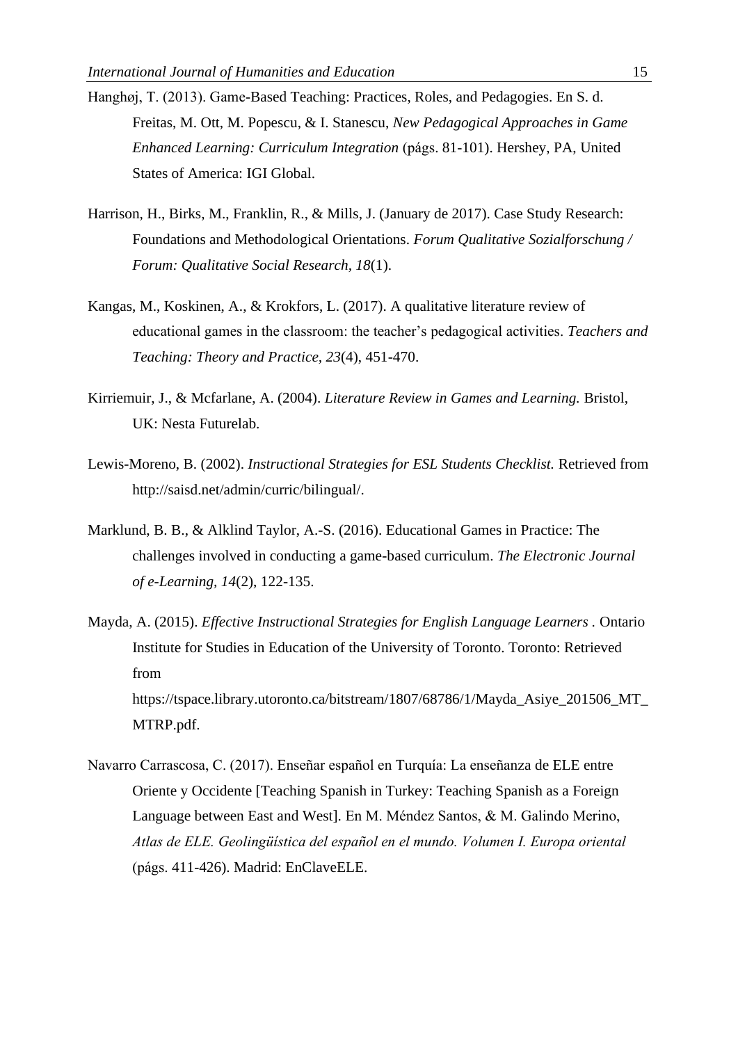Hanghøj, T. (2013). Game-Based Teaching: Practices, Roles, and Pedagogies. En S. d. Freitas, M. Ott, M. Popescu, & I. Stanescu, *New Pedagogical Approaches in Game Enhanced Learning: Curriculum Integration* (págs. 81-101). Hershey, PA, United States of America: IGI Global.

Harrison, H., Birks, M., Franklin, R., & Mills, J. (January de 2017). Case Study Research: Foundations and Methodological Orientations. *Forum Qualitative Sozialforschung / Forum: Qualitative Social Research, 18*(1).

Kangas, M., Koskinen, A., & Krokfors, L. (2017). A qualitative literature review of educational games in the classroom: the teacher's pedagogical activities. *Teachers and Teaching: Theory and Practice, 23*(4), 451-470.

Kirriemuir, J., & Mcfarlane, A. (2004). *Literature Review in Games and Learning.* Bristol, UK: Nesta Futurelab.

Lewis-Moreno, B. (2002). *Instructional Strategies for ESL Students Checklist.* Retrieved from http://saisd.net/admin/curric/bilingual/.

Marklund, B. B., & Alklind Taylor, A.-S. (2016). Educational Games in Practice: The challenges involved in conducting a game-based curriculum. *The Electronic Journal of e-Learning, 14*(2), 122-135.

Mayda, A. (2015). *Effective Instructional Strategies for English Language Learners* . Ontario Institute for Studies in Education of the University of Toronto. Toronto: Retrieved from https://tspace.library.utoronto.ca/bitstream/1807/68786/1/Mayda_Asiye_201506_MT_MTRP.pdf.

Navarro Carrascosa, C. (2017). Enseñar español en Turquía: La enseñanza de ELE entre Oriente y Occidente [Teaching Spanish in Turkey: Teaching Spanish as a Foreign Language between East and West]. En M. Méndez Santos, & M. Galindo Merino, *Atlas de ELE. Geolingüística del español en el mundo. Volumen I. Europa oriental* (págs. 411-426). Madrid: EnClaveELE.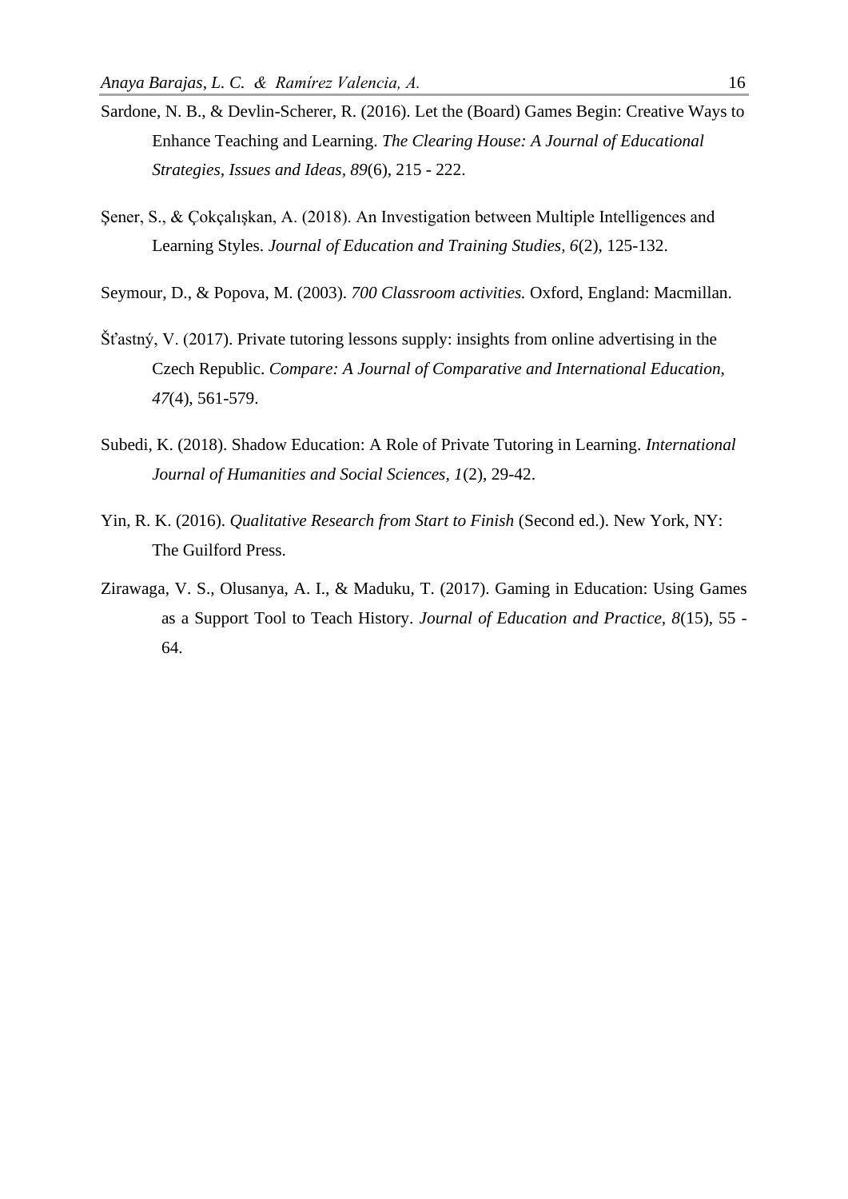Sardone, N. B., & Devlin-Scherer, R. (2016). Let the (Board) Games Begin: Creative Ways to Enhance Teaching and Learning. *The Clearing House: A Journal of Educational Strategies, Issues and Ideas, 89*(6), 215 - 222.

Şener, S., & Çokçalışkan, A. (2018). An Investigation between Multiple Intelligences and Learning Styles. *Journal of Education and Training Studies, 6*(2), 125-132.

Seymour, D., & Popova, M. (2003). *700 Classroom activities.* Oxford, England: Macmillan.

Šťastný, V. (2017). Private tutoring lessons supply: insights from online advertising in the Czech Republic. *Compare: A Journal of Comparative and International Education, 47*(4), 561-579.

Subedi, K. (2018). Shadow Education: A Role of Private Tutoring in Learning. *International Journal of Humanities and Social Sciences, 1*(2), 29-42.

Yin, R. K. (2016). *Qualitative Research from Start to Finish* (Second ed.). New York, NY: The Guilford Press.

Zirawaga, V. S., Olusanya, A. I., & Maduku, T. (2017). Gaming in Education: Using Games as a Support Tool to Teach History. *Journal of Education and Practice, 8*(15), 55 - 64.